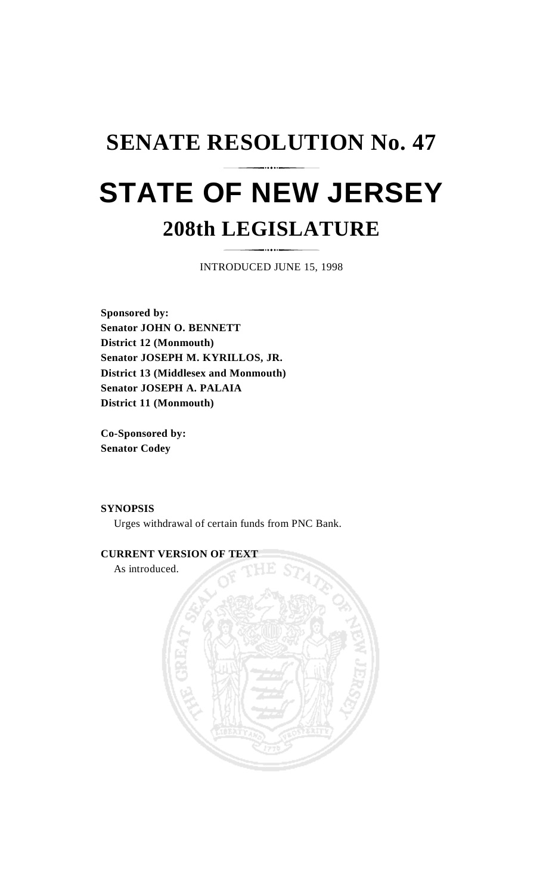# SENATE RESOLUTION No. 47

# STATE OF NEW JERSEY

## 208th LEGISLATURE

INTRODUCED JUNE 15, 1998

**Sponsored by:**
**Senator JOHN O. BENNETT**
**District 12 (Monmouth)**
**Senator JOSEPH M. KYRILLOS, JR.**
**District 13 (Middlesex and Monmouth)**
**Senator JOSEPH A. PALAIA**
**District 11 (Monmouth)**

**Co-Sponsored by:**
**Senator Codey**

**SYNOPSIS**

Urges withdrawal of certain funds from PNC Bank.

**CURRENT VERSION OF TEXT**

As introduced.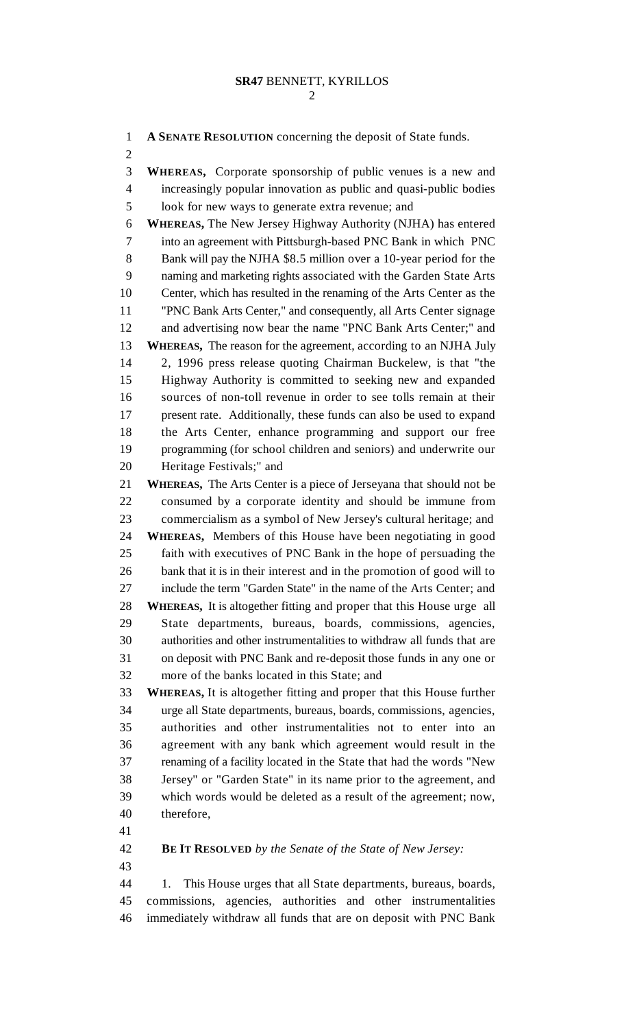**A SENATE RESOLUTION** concerning the deposit of State funds.

**WHEREAS,** Corporate sponsorship of public venues is a new and increasingly popular innovation as public and quasi-public bodies look for new ways to generate extra revenue; and

**WHEREAS,** The New Jersey Highway Authority (NJHA) has entered into an agreement with Pittsburgh-based PNC Bank in which PNC Bank will pay the NJHA $8.5 million over a 10-year period for the naming and marketing rights associated with the Garden State Arts Center, which has resulted in the renaming of the Arts Center as the "PNC Bank Arts Center," and consequently, all Arts Center signage and advertising now bear the name "PNC Bank Arts Center;" and

**WHEREAS,** The reason for the agreement, according to an NJHA July 2, 1996 press release quoting Chairman Buckelew, is that "the Highway Authority is committed to seeking new and expanded sources of non-toll revenue in order to see tolls remain at their present rate. Additionally, these funds can also be used to expand the Arts Center, enhance programming and support our free programming (for school children and seniors) and underwrite our Heritage Festivals;" and

**WHEREAS,** The Arts Center is a piece of Jerseyana that should not be consumed by a corporate identity and should be immune from commercialism as a symbol of New Jersey's cultural heritage; and

**WHEREAS,** Members of this House have been negotiating in good faith with executives of PNC Bank in the hope of persuading the bank that it is in their interest and in the promotion of good will to include the term "Garden State" in the name of the Arts Center; and

**WHEREAS,** It is altogether fitting and proper that this House urge all State departments, bureaus, boards, commissions, agencies, authorities and other instrumentalities to withdraw all funds that are on deposit with PNC Bank and re-deposit those funds in any one or more of the banks located in this State; and

**WHEREAS,** It is altogether fitting and proper that this House further urge all State departments, bureaus, boards, commissions, agencies, authorities and other instrumentalities not to enter into an agreement with any bank which agreement would result in the renaming of a facility located in the State that had the words "New Jersey" or "Garden State" in its name prior to the agreement, and which words would be deleted as a result of the agreement; now, therefore,

**BE IT RESOLVED** *by the Senate of the State of New Jersey:*

1. This House urges that all State departments, bureaus, boards, commissions, agencies, authorities and other instrumentalities immediately withdraw all funds that are on deposit with PNC Bank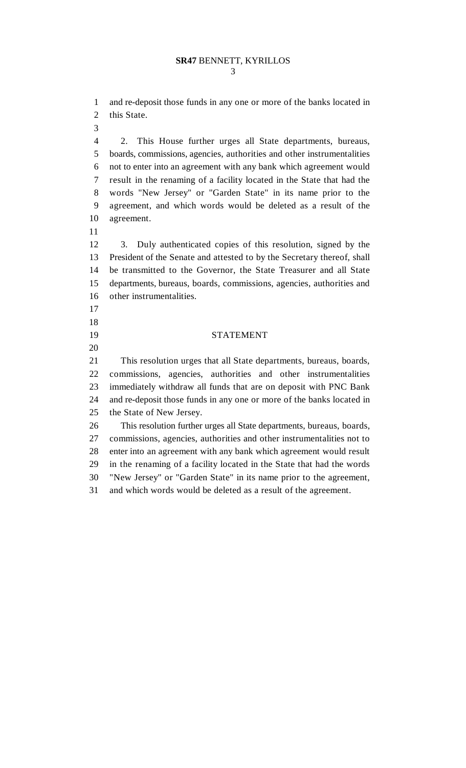and re-deposit those funds in any one or more of the banks located in this State.

2. This House further urges all State departments, bureaus, boards, commissions, agencies, authorities and other instrumentalities not to enter into an agreement with any bank which agreement would result in the renaming of a facility located in the State that had the words "New Jersey" or "Garden State" in its name prior to the agreement, and which words would be deleted as a result of the agreement.

3. Duly authenticated copies of this resolution, signed by the President of the Senate and attested to by the Secretary thereof, shall be transmitted to the Governor, the State Treasurer and all State departments, bureaus, boards, commissions, agencies, authorities and other instrumentalities.

## STATEMENT

This resolution urges that all State departments, bureaus, boards, commissions, agencies, authorities and other instrumentalities immediately withdraw all funds that are on deposit with PNC Bank and re-deposit those funds in any one or more of the banks located in the State of New Jersey.

This resolution further urges all State departments, bureaus, boards, commissions, agencies, authorities and other instrumentalities not to enter into an agreement with any bank which agreement would result in the renaming of a facility located in the State that had the words "New Jersey" or "Garden State" in its name prior to the agreement, and which words would be deleted as a result of the agreement.